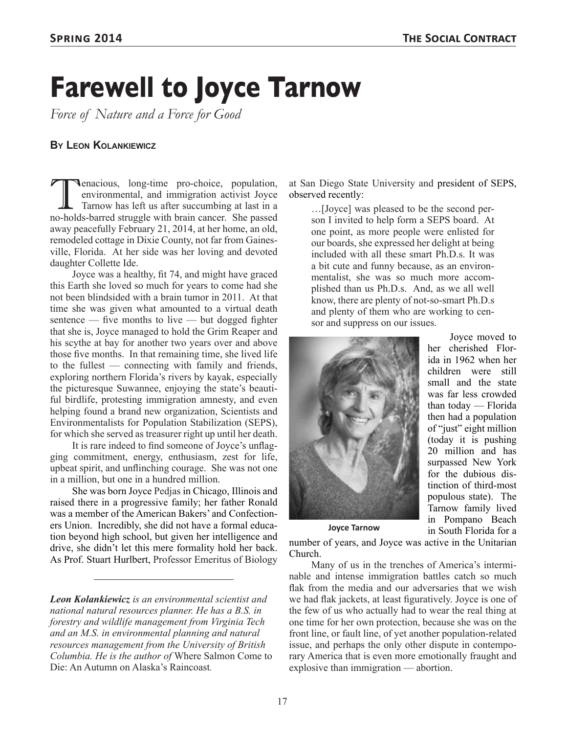# Farewell to Joyce Tarnow

*Force of Nature and a Force for Good*

**By Leon Kolankiewicz**

Tenacious, long-time pro-choice, population, environmental, and immigration activist Joyce Tarnow has left us after succumbing at last in a no-holds-barred struggle with brain cancer. She passed away peacefully February 21, 2014, at her home, an old, remodeled cottage in Dixie County, not far from Gainesville, Florida. At her side was her loving and devoted daughter Collette Ide.

Joyce was a healthy, fit 74, and might have graced this Earth she loved so much for years to come had she not been blindsided with a brain tumor in 2011. At that time she was given what amounted to a virtual death sentence — five months to live — but dogged fighter that she is, Joyce managed to hold the Grim Reaper and his scythe at bay for another two years over and above those five months. In that remaining time, she lived life to the fullest — connecting with family and friends, exploring northern Florida's rivers by kayak, especially the picturesque Suwannee, enjoying the state's beautiful birdlife, protesting immigration amnesty, and even helping found a brand new organization, Scientists and Environmentalists for Population Stabilization (SEPS), for which she served as treasurer right up until her death.

It is rare indeed to find someone of Joyce's unflagging commitment, energy, enthusiasm, zest for life, upbeat spirit, and unflinching courage. She was not one in a million, but one in a hundred million.

She was born Joyce Pedjas in Chicago, Illinois and raised there in a progressive family; her father Ronald was a member of the American Bakers' and Confectioners Union. Incredibly, she did not have a formal education beyond high school, but given her intelligence and drive, she didn't let this mere formality hold her back. As Prof. Stuart Hurlbert, Professor Emeritus of Biology at San Diego State University and president of SEPS, observed recently:

> …[Joyce] was pleased to be the second person I invited to help form a SEPS board. At one point, as more people were enlisted for our boards, she expressed her delight at being included with all these smart Ph.D.s. It was a bit cute and funny because, as an environmentalist, she was so much more accomplished than us Ph.D.s. And, as we all well know, there are plenty of not-so-smart Ph.D.s and plenty of them who are working to censor and suppress on our issues.

Joyce Tarnow

Joyce moved to her cherished Florida in 1962 when her children were still small and the state was far less crowded than today — Florida then had a population of "just" eight million (today it is pushing 20 million and has surpassed New York for the dubious distinction of third-most populous state). The Tarnow family lived in Pompano Beach in South Florida for a number of years, and Joyce was active in the Unitarian Church.

Many of us in the trenches of America's interminable and intense immigration battles catch so much flak from the media and our adversaries that we wish we had flak jackets, at least figuratively. Joyce is one of the few of us who actually had to wear the real thing at one time for her own protection, because she was on the front line, or fault line, of yet another population-related issue, and perhaps the only other dispute in contemporary America that is even more emotionally fraught and explosive than immigration — abortion.

---

***Leon Kolankiewicz** is an environmental scientist and national natural resources planner. He has a B.S. in forestry and wildlife management from Virginia Tech and an M.S. in environmental planning and natural resources management from the University of British Columbia. He is the author of* Where Salmon Come to Die: An Autumn on Alaska's Raincoast*.*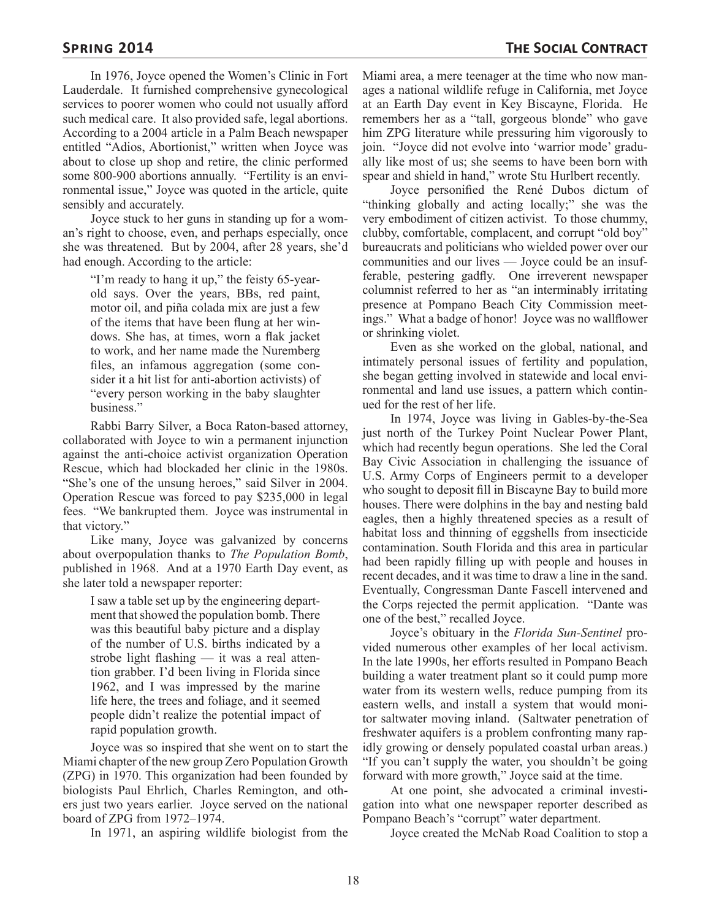In 1976, Joyce opened the Women's Clinic in Fort Lauderdale. It furnished comprehensive gynecological services to poorer women who could not usually afford such medical care. It also provided safe, legal abortions. According to a 2004 article in a Palm Beach newspaper entitled "Adios, Abortionist," written when Joyce was about to close up shop and retire, the clinic performed some 800-900 abortions annually. "Fertility is an environmental issue," Joyce was quoted in the article, quite sensibly and accurately.

Joyce stuck to her guns in standing up for a woman's right to choose, even, and perhaps especially, once she was threatened. But by 2004, after 28 years, she'd had enough. According to the article:

> "I'm ready to hang it up," the feisty 65-year-old says. Over the years, BBs, red paint, motor oil, and piña colada mix are just a few of the items that have been flung at her windows. She has, at times, worn a flak jacket to work, and her name made the Nuremberg files, an infamous aggregation (some consider it a hit list for anti-abortion activists) of "every person working in the baby slaughter business."

Rabbi Barry Silver, a Boca Raton-based attorney, collaborated with Joyce to win a permanent injunction against the anti-choice activist organization Operation Rescue, which had blockaded her clinic in the 1980s. "She's one of the unsung heroes," said Silver in 2004. Operation Rescue was forced to pay $235,000 in legal fees. "We bankrupted them. Joyce was instrumental in that victory."

Like many, Joyce was galvanized by concerns about overpopulation thanks to *The Population Bomb*, published in 1968. And at a 1970 Earth Day event, as she later told a newspaper reporter:

> I saw a table set up by the engineering department that showed the population bomb. There was this beautiful baby picture and a display of the number of U.S. births indicated by a strobe light flashing — it was a real attention grabber. I'd been living in Florida since 1962, and I was impressed by the marine life here, the trees and foliage, and it seemed people didn't realize the potential impact of rapid population growth.

Joyce was so inspired that she went on to start the Miami chapter of the new group Zero Population Growth (ZPG) in 1970. This organization had been founded by biologists Paul Ehrlich, Charles Remington, and others just two years earlier. Joyce served on the national board of ZPG from 1972–1974.

In 1971, an aspiring wildlife biologist from the Miami area, a mere teenager at the time who now manages a national wildlife refuge in California, met Joyce at an Earth Day event in Key Biscayne, Florida. He remembers her as a "tall, gorgeous blonde" who gave him ZPG literature while pressuring him vigorously to join. "Joyce did not evolve into 'warrior mode' gradually like most of us; she seems to have been born with spear and shield in hand," wrote Stu Hurlbert recently.

Joyce personified the René Dubos dictum of "thinking globally and acting locally;" she was the very embodiment of citizen activist. To those chummy, clubby, comfortable, complacent, and corrupt "old boy" bureaucrats and politicians who wielded power over our communities and our lives — Joyce could be an insufferable, pestering gadfly. One irreverent newspaper columnist referred to her as "an interminably irritating presence at Pompano Beach City Commission meetings." What a badge of honor! Joyce was no wallflower or shrinking violet.

Even as she worked on the global, national, and intimately personal issues of fertility and population, she began getting involved in statewide and local environmental and land use issues, a pattern which continued for the rest of her life.

In 1974, Joyce was living in Gables-by-the-Sea just north of the Turkey Point Nuclear Power Plant, which had recently begun operations. She led the Coral Bay Civic Association in challenging the issuance of U.S. Army Corps of Engineers permit to a developer who sought to deposit fill in Biscayne Bay to build more houses. There were dolphins in the bay and nesting bald eagles, then a highly threatened species as a result of habitat loss and thinning of eggshells from insecticide contamination. South Florida and this area in particular had been rapidly filling up with people and houses in recent decades, and it was time to draw a line in the sand. Eventually, Congressman Dante Fascell intervened and the Corps rejected the permit application. "Dante was one of the best," recalled Joyce.

Joyce's obituary in the *Florida Sun-Sentinel* provided numerous other examples of her local activism. In the late 1990s, her efforts resulted in Pompano Beach building a water treatment plant so it could pump more water from its western wells, reduce pumping from its eastern wells, and install a system that would monitor saltwater moving inland. (Saltwater penetration of freshwater aquifers is a problem confronting many rapidly growing or densely populated coastal urban areas.) "If you can't supply the water, you shouldn't be going forward with more growth," Joyce said at the time.

At one point, she advocated a criminal investigation into what one newspaper reporter described as Pompano Beach's "corrupt" water department.

Joyce created the McNab Road Coalition to stop a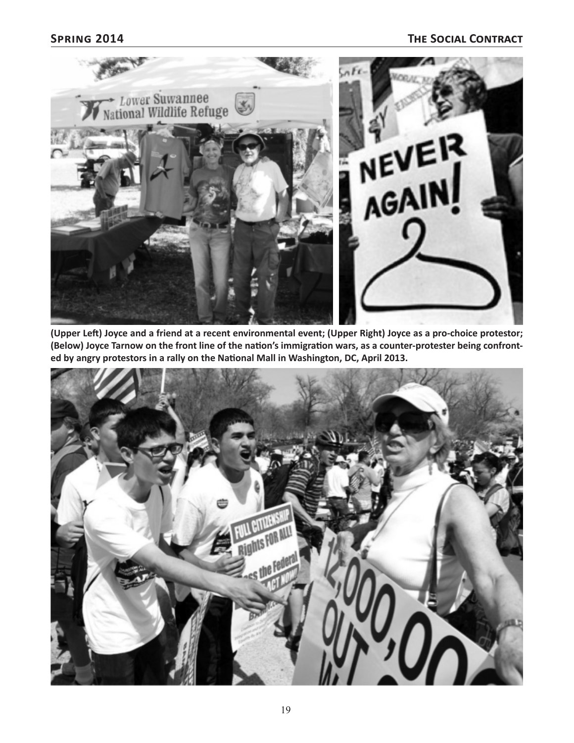**(Upper Left) Joyce and a friend at a recent environmental event; (Upper Right) Joyce as a pro-choice protestor; (Below) Joyce Tarnow on the front line of the nation's immigration wars, as a counter-protester being confronted by angry protestors in a rally on the National Mall in Washington, DC, April 2013.**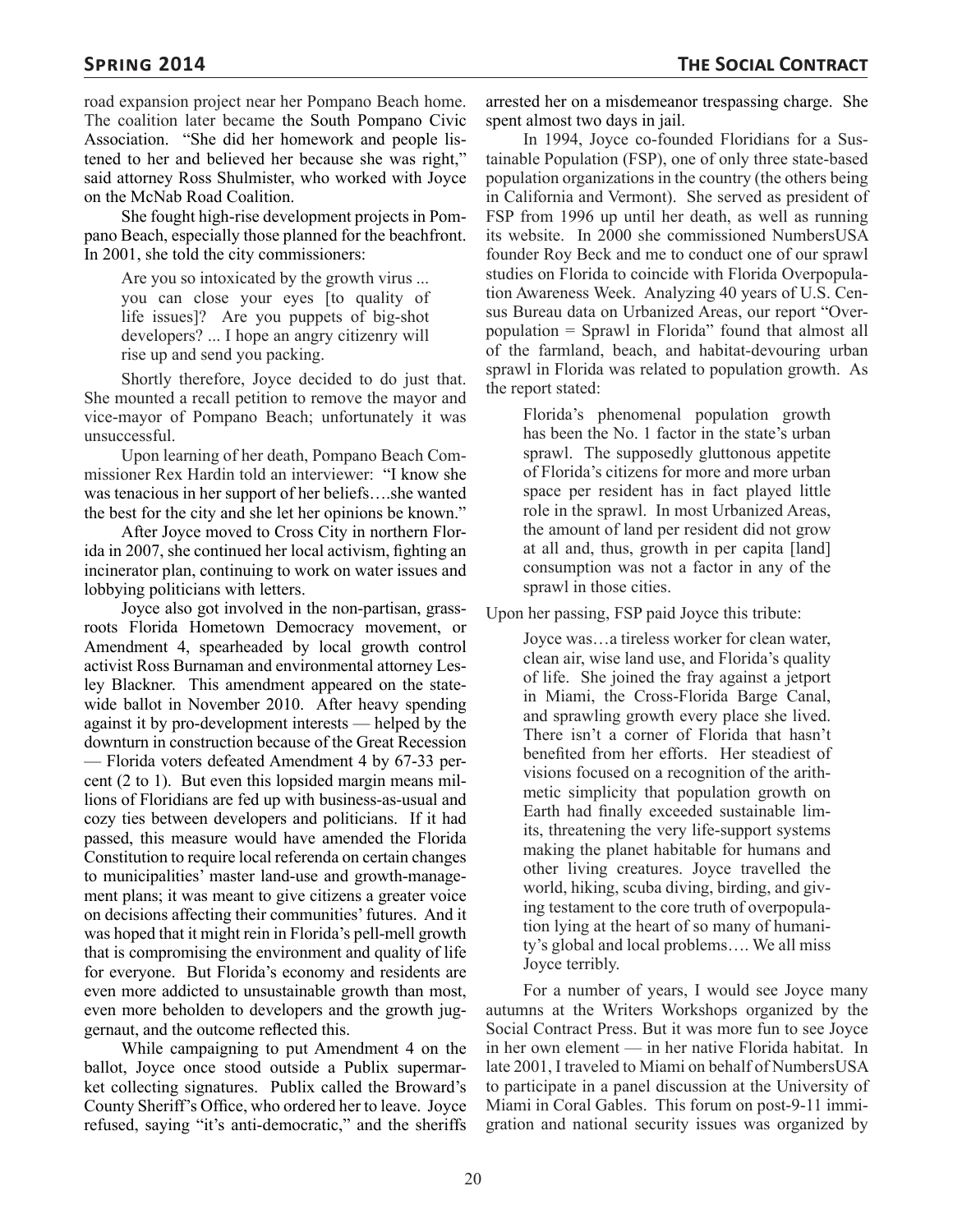road expansion project near her Pompano Beach home. The coalition later became the South Pompano Civic Association. "She did her homework and people listened to her and believed her because she was right," said attorney Ross Shulmister, who worked with Joyce on the McNab Road Coalition.

She fought high-rise development projects in Pompano Beach, especially those planned for the beachfront. In 2001, she told the city commissioners:

> Are you so intoxicated by the growth virus ... you can close your eyes [to quality of life issues]? Are you puppets of big-shot developers? ... I hope an angry citizenry will rise up and send you packing.

Shortly therefore, Joyce decided to do just that. She mounted a recall petition to remove the mayor and vice-mayor of Pompano Beach; unfortunately it was unsuccessful.

Upon learning of her death, Pompano Beach Commissioner Rex Hardin told an interviewer: "I know she was tenacious in her support of her beliefs….she wanted the best for the city and she let her opinions be known."

After Joyce moved to Cross City in northern Florida in 2007, she continued her local activism, fighting an incinerator plan, continuing to work on water issues and lobbying politicians with letters.

Joyce also got involved in the non-partisan, grassroots Florida Hometown Democracy movement, or Amendment 4, spearheaded by local growth control activist Ross Burnaman and environmental attorney Lesley Blackner. This amendment appeared on the statewide ballot in November 2010. After heavy spending against it by pro-development interests — helped by the downturn in construction because of the Great Recession — Florida voters defeated Amendment 4 by 67-33 percent (2 to 1). But even this lopsided margin means millions of Floridians are fed up with business-as-usual and cozy ties between developers and politicians. If it had passed, this measure would have amended the Florida Constitution to require local referenda on certain changes to municipalities' master land-use and growth-management plans; it was meant to give citizens a greater voice on decisions affecting their communities' futures. And it was hoped that it might rein in Florida's pell-mell growth that is compromising the environment and quality of life for everyone. But Florida's economy and residents are even more addicted to unsustainable growth than most, even more beholden to developers and the growth juggernaut, and the outcome reflected this.

While campaigning to put Amendment 4 on the ballot, Joyce once stood outside a Publix supermarket collecting signatures. Publix called the Broward's County Sheriff's Office, who ordered her to leave. Joyce refused, saying "it's anti-democratic," and the sheriffs arrested her on a misdemeanor trespassing charge. She spent almost two days in jail.

In 1994, Joyce co-founded Floridians for a Sustainable Population (FSP), one of only three state-based population organizations in the country (the others being in California and Vermont). She served as president of FSP from 1996 up until her death, as well as running its website. In 2000 she commissioned NumbersUSA founder Roy Beck and me to conduct one of our sprawl studies on Florida to coincide with Florida Overpopulation Awareness Week. Analyzing 40 years of U.S. Census Bureau data on Urbanized Areas, our report "Overpopulation = Sprawl in Florida" found that almost all of the farmland, beach, and habitat-devouring urban sprawl in Florida was related to population growth. As the report stated:

> Florida's phenomenal population growth has been the No. 1 factor in the state's urban sprawl. The supposedly gluttonous appetite of Florida's citizens for more and more urban space per resident has in fact played little role in the sprawl. In most Urbanized Areas, the amount of land per resident did not grow at all and, thus, growth in per capita [land] consumption was not a factor in any of the sprawl in those cities.

Upon her passing, FSP paid Joyce this tribute:

> Joyce was…a tireless worker for clean water, clean air, wise land use, and Florida's quality of life. She joined the fray against a jetport in Miami, the Cross-Florida Barge Canal, and sprawling growth every place she lived. There isn't a corner of Florida that hasn't benefited from her efforts. Her steadiest of visions focused on a recognition of the arithmetic simplicity that population growth on Earth had finally exceeded sustainable limits, threatening the very life-support systems making the planet habitable for humans and other living creatures. Joyce travelled the world, hiking, scuba diving, birding, and giving testament to the core truth of overpopulation lying at the heart of so many of humanity's global and local problems…. We all miss Joyce terribly.

For a number of years, I would see Joyce many autumns at the Writers Workshops organized by the Social Contract Press. But it was more fun to see Joyce in her own element — in her native Florida habitat. In late 2001, I traveled to Miami on behalf of NumbersUSA to participate in a panel discussion at the University of Miami in Coral Gables. This forum on post-9-11 immigration and national security issues was organized by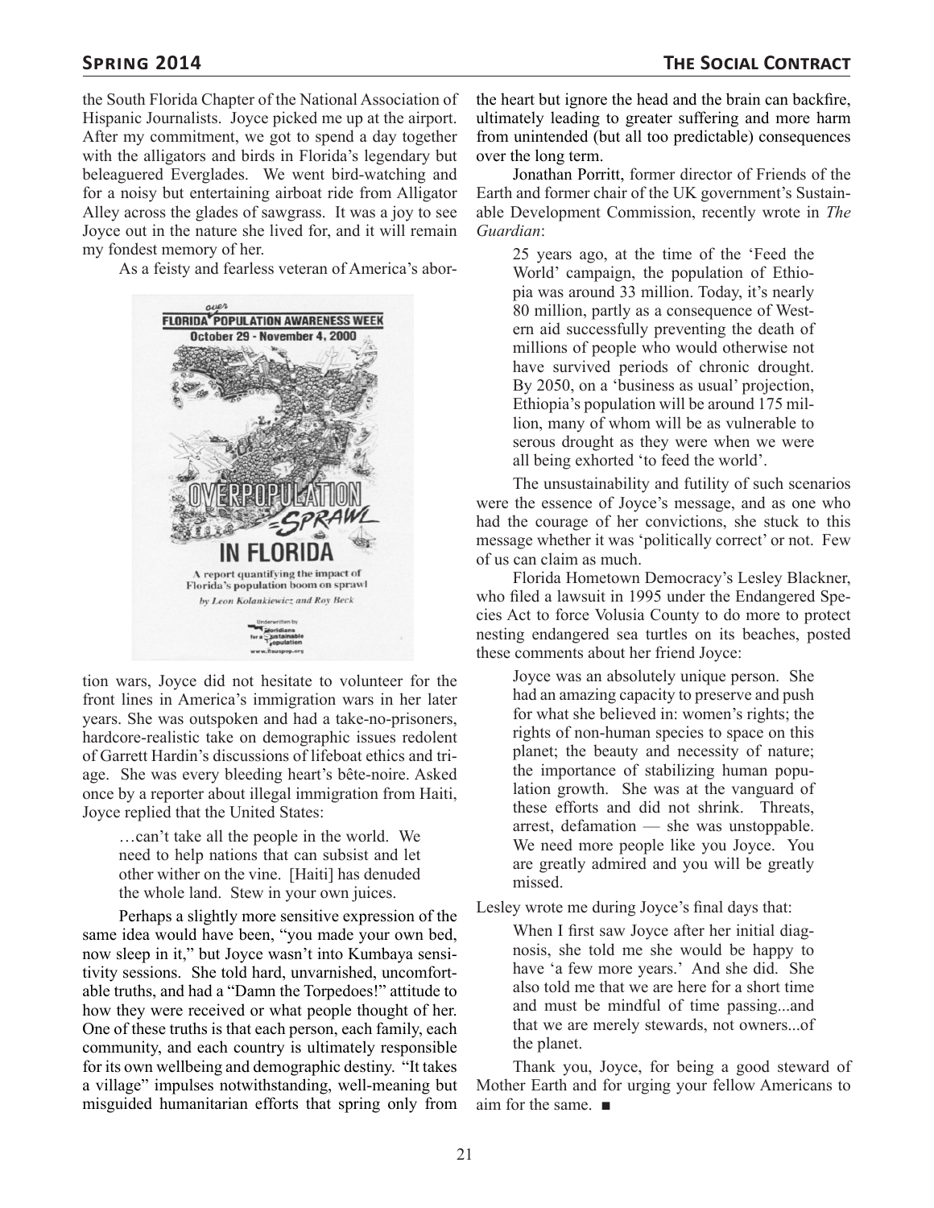the South Florida Chapter of the National Association of Hispanic Journalists. Joyce picked me up at the airport. After my commitment, we got to spend a day together with the alligators and birds in Florida's legendary but beleaguered Everglades. We went bird-watching and for a noisy but entertaining airboat ride from Alligator Alley across the glades of sawgrass. It was a joy to see Joyce out in the nature she lived for, and it will remain my fondest memory of her.

As a feisty and fearless veteran of America's abortion wars, Joyce did not hesitate to volunteer for the front lines in America's immigration wars in her later years. She was outspoken and had a take-no-prisoners, hardcore-realistic take on demographic issues redolent of Garrett Hardin's discussions of lifeboat ethics and triage. She was every bleeding heart's bête-noire. Asked once by a reporter about illegal immigration from Haiti, Joyce replied that the United States:

> …can't take all the people in the world. We need to help nations that can subsist and let other wither on the vine. [Haiti] has denuded the whole land. Stew in your own juices.

Perhaps a slightly more sensitive expression of the same idea would have been, "you made your own bed, now sleep in it," but Joyce wasn't into Kumbaya sensitivity sessions. She told hard, unvarnished, uncomfortable truths, and had a "Damn the Torpedoes!" attitude to how they were received or what people thought of her. One of these truths is that each person, each family, each community, and each country is ultimately responsible for its own wellbeing and demographic destiny. "It takes a village" impulses notwithstanding, well-meaning but misguided humanitarian efforts that spring only from the heart but ignore the head and the brain can backfire, ultimately leading to greater suffering and more harm from unintended (but all too predictable) consequences over the long term.

Jonathan Porritt, former director of Friends of the Earth and former chair of the UK government's Sustainable Development Commission, recently wrote in *The Guardian*:

> 25 years ago, at the time of the 'Feed the World' campaign, the population of Ethiopia was around 33 million. Today, it's nearly 80 million, partly as a consequence of Western aid successfully preventing the death of millions of people who would otherwise not have survived periods of chronic drought. By 2050, on a 'business as usual' projection, Ethiopia's population will be around 175 million, many of whom will be as vulnerable to serous drought as they were when we were all being exhorted 'to feed the world'.

The unsustainability and futility of such scenarios were the essence of Joyce's message, and as one who had the courage of her convictions, she stuck to this message whether it was 'politically correct' or not. Few of us can claim as much.

Florida Hometown Democracy's Lesley Blackner, who filed a lawsuit in 1995 under the Endangered Species Act to force Volusia County to do more to protect nesting endangered sea turtles on its beaches, posted these comments about her friend Joyce:

> Joyce was an absolutely unique person. She had an amazing capacity to preserve and push for what she believed in: women's rights; the rights of non-human species to space on this planet; the beauty and necessity of nature; the importance of stabilizing human population growth. She was at the vanguard of these efforts and did not shrink. Threats, arrest, defamation — she was unstoppable. We need more people like you Joyce. You are greatly admired and you will be greatly missed.

Lesley wrote me during Joyce's final days that:

> When I first saw Joyce after her initial diagnosis, she told me she would be happy to have 'a few more years.' And she did. She also told me that we are here for a short time and must be mindful of time passing...and that we are merely stewards, not owners...of the planet.

Thank you, Joyce, for being a good steward of Mother Earth and for urging your fellow Americans to aim for the same. ■